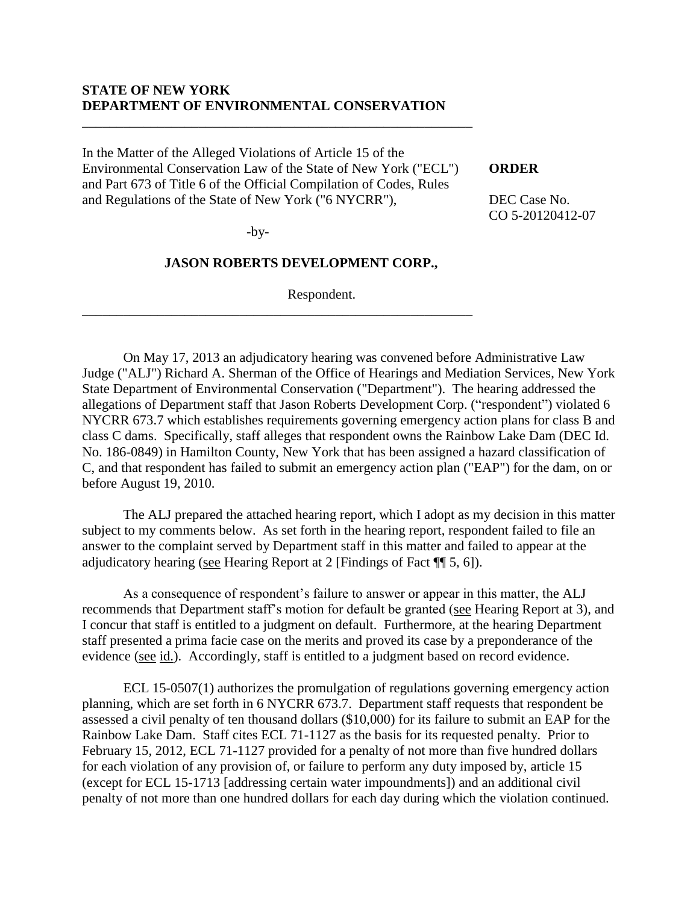**STATE OF NEW YORK**
**DEPARTMENT OF ENVIRONMENTAL CONSERVATION**

---

In the Matter of the Alleged Violations of Article 15 of the Environmental Conservation Law of the State of New York ("ECL") and Part 673 of Title 6 of the Official Compilation of Codes, Rules and Regulations of the State of New York ("6 NYCRR"),

-by-

**JASON ROBERTS DEVELOPMENT CORP.,**

Respondent.

---

**ORDER**

DEC Case No.
CO 5-20120412-07

On May 17, 2013 an adjudicatory hearing was convened before Administrative Law Judge ("ALJ") Richard A. Sherman of the Office of Hearings and Mediation Services, New York State Department of Environmental Conservation ("Department"). The hearing addressed the allegations of Department staff that Jason Roberts Development Corp. ("respondent") violated 6 NYCRR 673.7 which establishes requirements governing emergency action plans for class B and class C dams. Specifically, staff alleges that respondent owns the Rainbow Lake Dam (DEC Id. No. 186-0849) in Hamilton County, New York that has been assigned a hazard classification of C, and that respondent has failed to submit an emergency action plan ("EAP") for the dam, on or before August 19, 2010.

The ALJ prepared the attached hearing report, which I adopt as my decision in this matter subject to my comments below. As set forth in the hearing report, respondent failed to file an answer to the complaint served by Department staff in this matter and failed to appear at the adjudicatory hearing (see Hearing Report at 2 [Findings of Fact ¶¶ 5, 6]).

As a consequence of respondent's failure to answer or appear in this matter, the ALJ recommends that Department staff's motion for default be granted (see Hearing Report at 3), and I concur that staff is entitled to a judgment on default. Furthermore, at the hearing Department staff presented a prima facie case on the merits and proved its case by a preponderance of the evidence (see id.). Accordingly, staff is entitled to a judgment based on record evidence.

ECL 15-0507(1) authorizes the promulgation of regulations governing emergency action planning, which are set forth in 6 NYCRR 673.7. Department staff requests that respondent be assessed a civil penalty of ten thousand dollars ($10,000) for its failure to submit an EAP for the Rainbow Lake Dam. Staff cites ECL 71-1127 as the basis for its requested penalty. Prior to February 15, 2012, ECL 71-1127 provided for a penalty of not more than five hundred dollars for each violation of any provision of, or failure to perform any duty imposed by, article 15 (except for ECL 15-1713 [addressing certain water impoundments]) and an additional civil penalty of not more than one hundred dollars for each day during which the violation continued.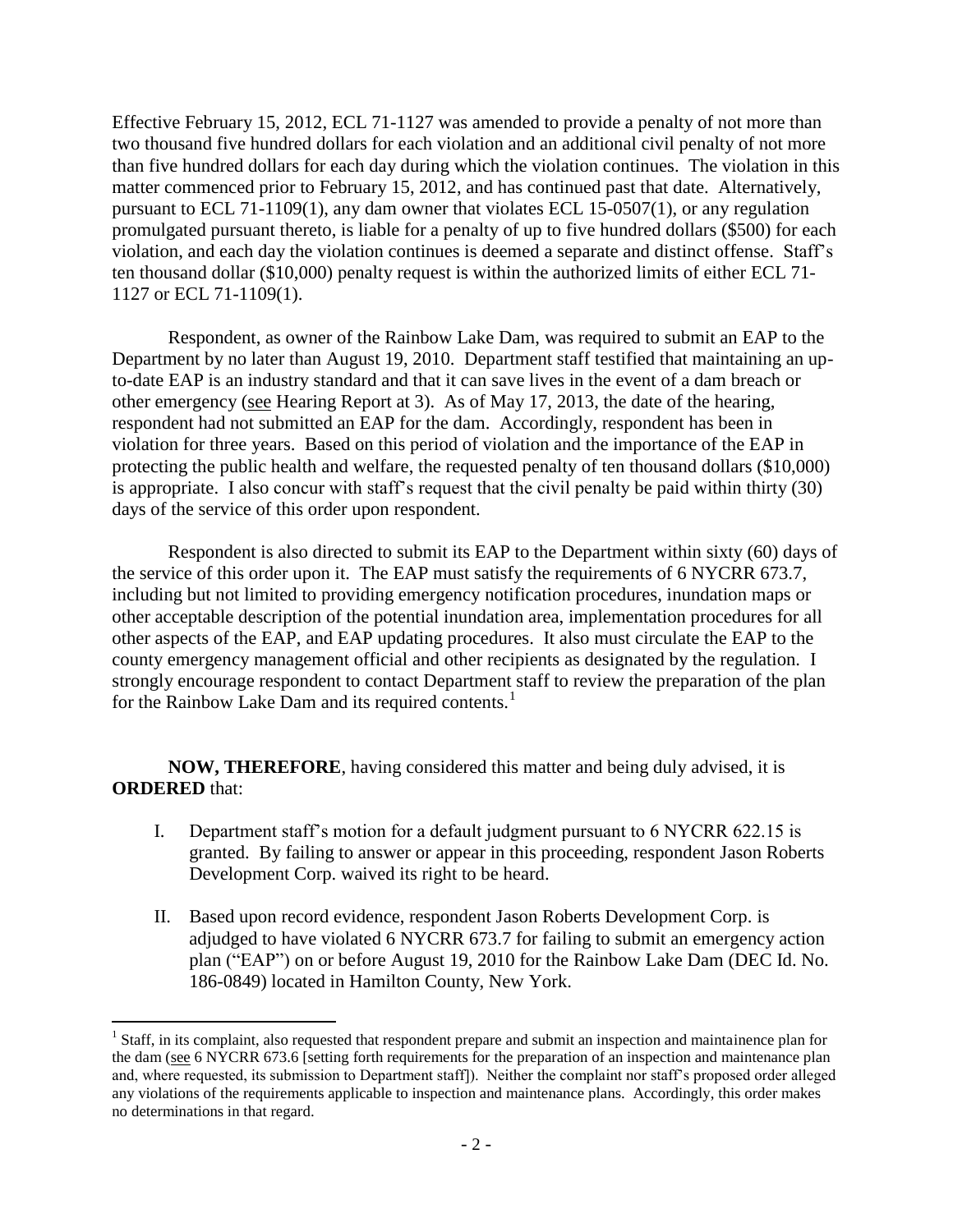Effective February 15, 2012, ECL 71-1127 was amended to provide a penalty of not more than two thousand five hundred dollars for each violation and an additional civil penalty of not more than five hundred dollars for each day during which the violation continues. The violation in this matter commenced prior to February 15, 2012, and has continued past that date. Alternatively, pursuant to ECL 71-1109(1), any dam owner that violates ECL 15-0507(1), or any regulation promulgated pursuant thereto, is liable for a penalty of up to five hundred dollars ($500) for each violation, and each day the violation continues is deemed a separate and distinct offense. Staff's ten thousand dollar ($10,000) penalty request is within the authorized limits of either ECL 71-1127 or ECL 71-1109(1).

Respondent, as owner of the Rainbow Lake Dam, was required to submit an EAP to the Department by no later than August 19, 2010. Department staff testified that maintaining an up-to-date EAP is an industry standard and that it can save lives in the event of a dam breach or other emergency (see Hearing Report at 3). As of May 17, 2013, the date of the hearing, respondent had not submitted an EAP for the dam. Accordingly, respondent has been in violation for three years. Based on this period of violation and the importance of the EAP in protecting the public health and welfare, the requested penalty of ten thousand dollars ($10,000) is appropriate. I also concur with staff's request that the civil penalty be paid within thirty (30) days of the service of this order upon respondent.

Respondent is also directed to submit its EAP to the Department within sixty (60) days of the service of this order upon it. The EAP must satisfy the requirements of 6 NYCRR 673.7, including but not limited to providing emergency notification procedures, inundation maps or other acceptable description of the potential inundation area, implementation procedures for all other aspects of the EAP, and EAP updating procedures. It also must circulate the EAP to the county emergency management official and other recipients as designated by the regulation. I strongly encourage respondent to contact Department staff to review the preparation of the plan for the Rainbow Lake Dam and its required contents.[1]

**NOW, THEREFORE**, having considered this matter and being duly advised, it is **ORDERED** that:

I. Department staff's motion for a default judgment pursuant to 6 NYCRR 622.15 is granted. By failing to answer or appear in this proceeding, respondent Jason Roberts Development Corp. waived its right to be heard.

II. Based upon record evidence, respondent Jason Roberts Development Corp. is adjudged to have violated 6 NYCRR 673.7 for failing to submit an emergency action plan ("EAP") on or before August 19, 2010 for the Rainbow Lake Dam (DEC Id. No. 186-0849) located in Hamilton County, New York.

[1] Staff, in its complaint, also requested that respondent prepare and submit an inspection and maintainence plan for the dam (see 6 NYCRR 673.6 [setting forth requirements for the preparation of an inspection and maintenance plan and, where requested, its submission to Department staff]). Neither the complaint nor staff's proposed order alleged any violations of the requirements applicable to inspection and maintenance plans. Accordingly, this order makes no determinations in that regard.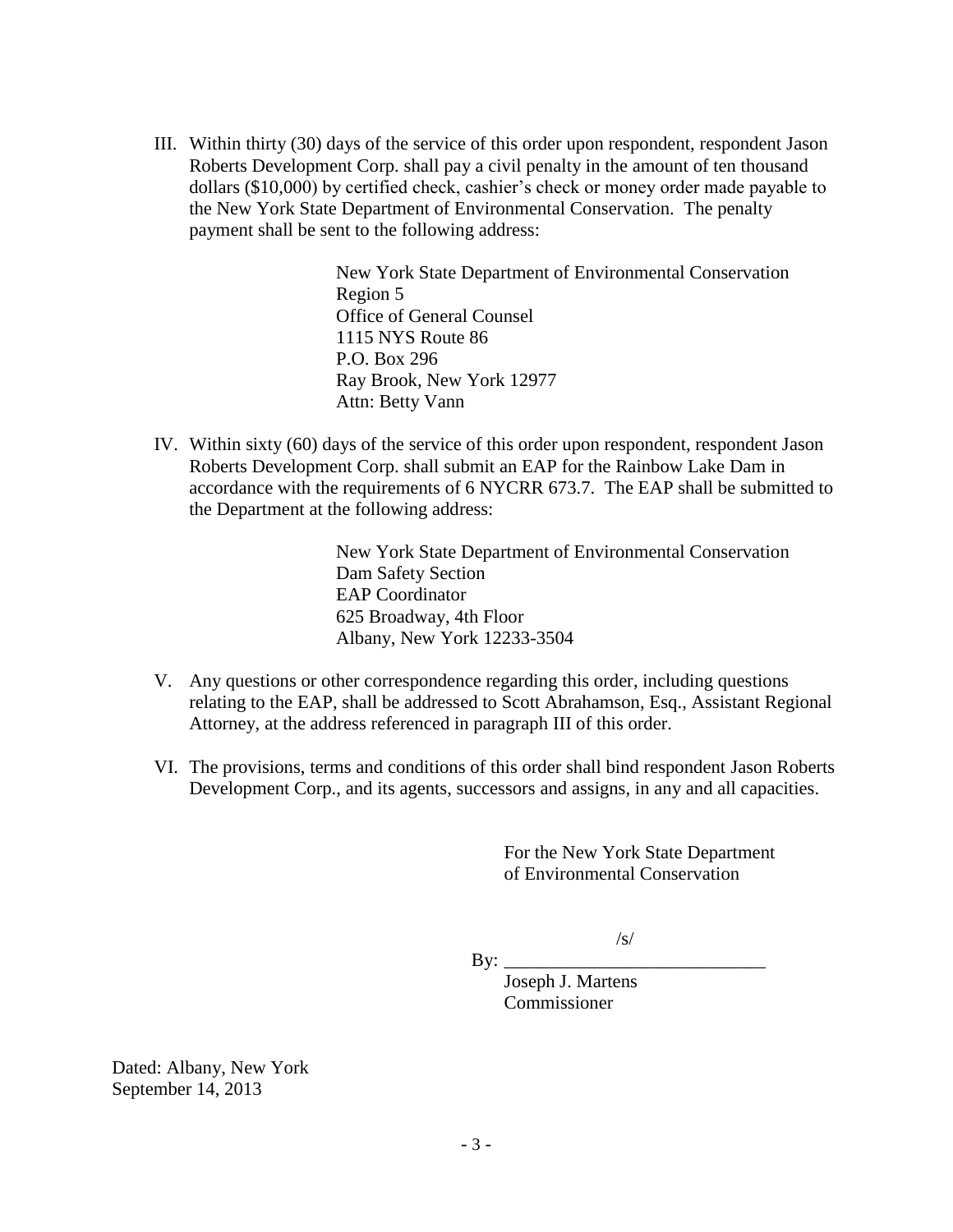III. Within thirty (30) days of the service of this order upon respondent, respondent Jason Roberts Development Corp. shall pay a civil penalty in the amount of ten thousand dollars ($10,000) by certified check, cashier's check or money order made payable to the New York State Department of Environmental Conservation. The penalty payment shall be sent to the following address:

> New York State Department of Environmental Conservation
> Region 5
> Office of General Counsel
> 1115 NYS Route 86
> P.O. Box 296
> Ray Brook, New York 12977
> Attn: Betty Vann

IV. Within sixty (60) days of the service of this order upon respondent, respondent Jason Roberts Development Corp. shall submit an EAP for the Rainbow Lake Dam in accordance with the requirements of 6 NYCRR 673.7. The EAP shall be submitted to the Department at the following address:

> New York State Department of Environmental Conservation
> Dam Safety Section
> EAP Coordinator
> 625 Broadway, 4th Floor
> Albany, New York 12233-3504

V. Any questions or other correspondence regarding this order, including questions relating to the EAP, shall be addressed to Scott Abrahamson, Esq., Assistant Regional Attorney, at the address referenced in paragraph III of this order.

VI. The provisions, terms and conditions of this order shall bind respondent Jason Roberts Development Corp., and its agents, successors and assigns, in any and all capacities.

For the New York State Department of Environmental Conservation

/s/

By: ___________________________

Joseph J. Martens
Commissioner

Dated: Albany, New York
September 14, 2013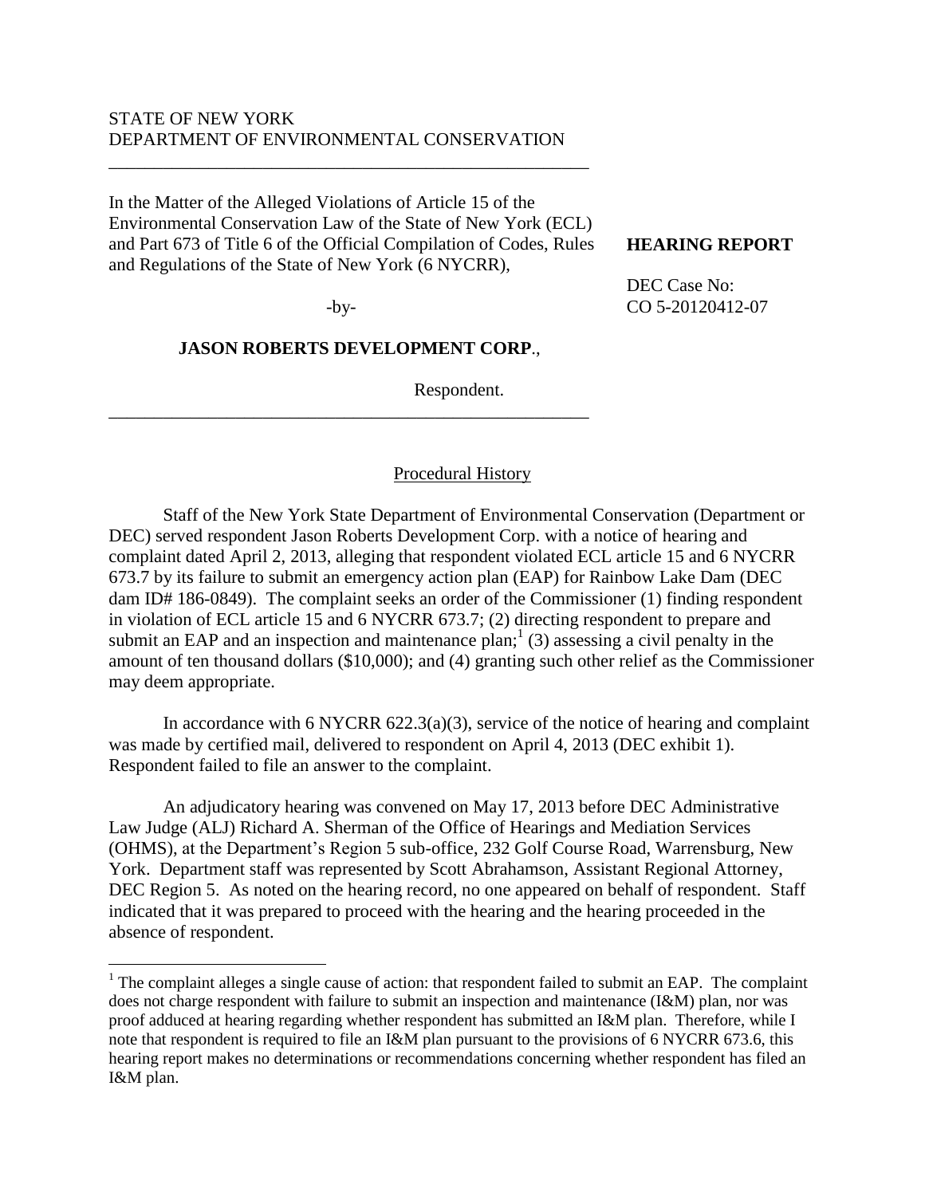STATE OF NEW YORK
DEPARTMENT OF ENVIRONMENTAL CONSERVATION

---

In the Matter of the Alleged Violations of Article 15 of the Environmental Conservation Law of the State of New York (ECL) and Part 673 of Title 6 of the Official Compilation of Codes, Rules and Regulations of the State of New York (6 NYCRR),

-by-

**JASON ROBERTS DEVELOPMENT CORP.**,

Respondent.

---

**HEARING REPORT**

DEC Case No:
CO 5-20120412-07

## Procedural History

Staff of the New York State Department of Environmental Conservation (Department or DEC) served respondent Jason Roberts Development Corp. with a notice of hearing and complaint dated April 2, 2013, alleging that respondent violated ECL article 15 and 6 NYCRR 673.7 by its failure to submit an emergency action plan (EAP) for Rainbow Lake Dam (DEC dam ID# 186-0849). The complaint seeks an order of the Commissioner (1) finding respondent in violation of ECL article 15 and 6 NYCRR 673.7; (2) directing respondent to prepare and submit an EAP and an inspection and maintenance plan;[1] (3) assessing a civil penalty in the amount of ten thousand dollars ($10,000); and (4) granting such other relief as the Commissioner may deem appropriate.

In accordance with 6 NYCRR 622.3(a)(3), service of the notice of hearing and complaint was made by certified mail, delivered to respondent on April 4, 2013 (DEC exhibit 1). Respondent failed to file an answer to the complaint.

An adjudicatory hearing was convened on May 17, 2013 before DEC Administrative Law Judge (ALJ) Richard A. Sherman of the Office of Hearings and Mediation Services (OHMS), at the Department's Region 5 sub-office, 232 Golf Course Road, Warrensburg, New York. Department staff was represented by Scott Abrahamson, Assistant Regional Attorney, DEC Region 5. As noted on the hearing record, no one appeared on behalf of respondent. Staff indicated that it was prepared to proceed with the hearing and the hearing proceeded in the absence of respondent.

---

[1] The complaint alleges a single cause of action: that respondent failed to submit an EAP. The complaint does not charge respondent with failure to submit an inspection and maintenance (I&M) plan, nor was proof adduced at hearing regarding whether respondent has submitted an I&M plan. Therefore, while I note that respondent is required to file an I&M plan pursuant to the provisions of 6 NYCRR 673.6, this hearing report makes no determinations or recommendations concerning whether respondent has filed an I&M plan.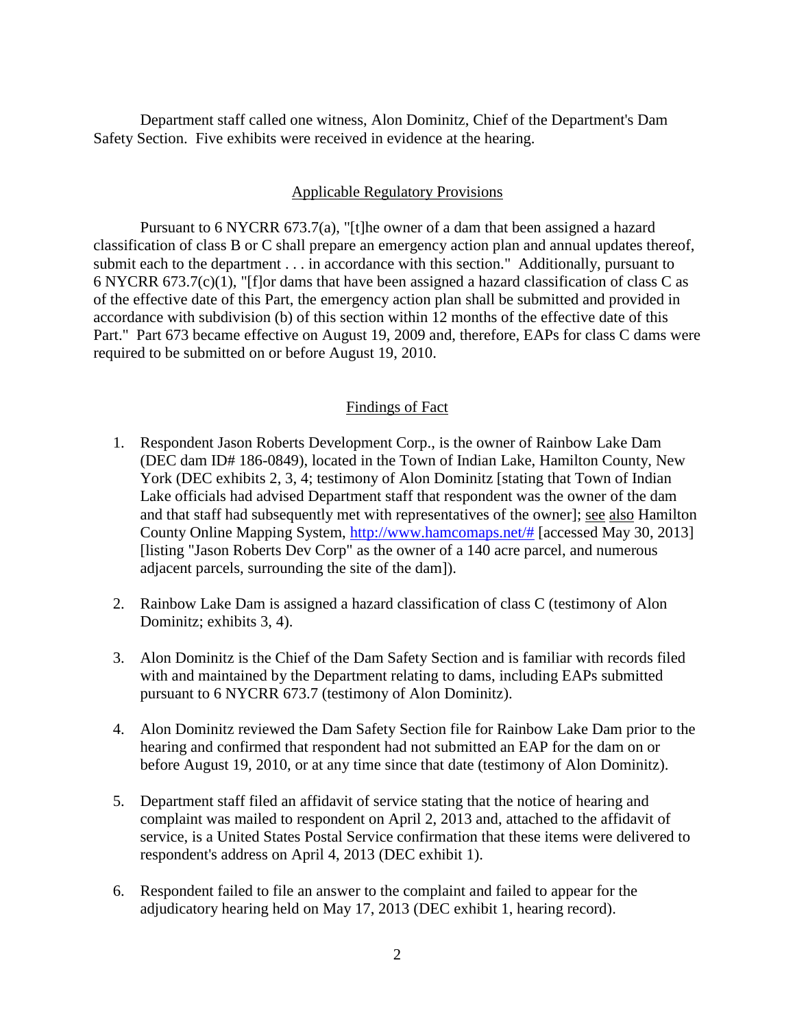Department staff called one witness, Alon Dominitz, Chief of the Department's Dam Safety Section. Five exhibits were received in evidence at the hearing.

## Applicable Regulatory Provisions

Pursuant to 6 NYCRR 673.7(a), "[t]he owner of a dam that been assigned a hazard classification of class B or C shall prepare an emergency action plan and annual updates thereof, submit each to the department . . . in accordance with this section." Additionally, pursuant to 6 NYCRR 673.7(c)(1), "[f]or dams that have been assigned a hazard classification of class C as of the effective date of this Part, the emergency action plan shall be submitted and provided in accordance with subdivision (b) of this section within 12 months of the effective date of this Part." Part 673 became effective on August 19, 2009 and, therefore, EAPs for class C dams were required to be submitted on or before August 19, 2010.

## Findings of Fact

1. Respondent Jason Roberts Development Corp., is the owner of Rainbow Lake Dam (DEC dam ID# 186-0849), located in the Town of Indian Lake, Hamilton County, New York (DEC exhibits 2, 3, 4; testimony of Alon Dominitz [stating that Town of Indian Lake officials had advised Department staff that respondent was the owner of the dam and that staff had subsequently met with representatives of the owner]; see also Hamilton County Online Mapping System, http://www.hamcomaps.net/# [accessed May 30, 2013] [listing "Jason Roberts Dev Corp" as the owner of a 140 acre parcel, and numerous adjacent parcels, surrounding the site of the dam]).

2. Rainbow Lake Dam is assigned a hazard classification of class C (testimony of Alon Dominitz; exhibits 3, 4).

3. Alon Dominitz is the Chief of the Dam Safety Section and is familiar with records filed with and maintained by the Department relating to dams, including EAPs submitted pursuant to 6 NYCRR 673.7 (testimony of Alon Dominitz).

4. Alon Dominitz reviewed the Dam Safety Section file for Rainbow Lake Dam prior to the hearing and confirmed that respondent had not submitted an EAP for the dam on or before August 19, 2010, or at any time since that date (testimony of Alon Dominitz).

5. Department staff filed an affidavit of service stating that the notice of hearing and complaint was mailed to respondent on April 2, 2013 and, attached to the affidavit of service, is a United States Postal Service confirmation that these items were delivered to respondent's address on April 4, 2013 (DEC exhibit 1).

6. Respondent failed to file an answer to the complaint and failed to appear for the adjudicatory hearing held on May 17, 2013 (DEC exhibit 1, hearing record).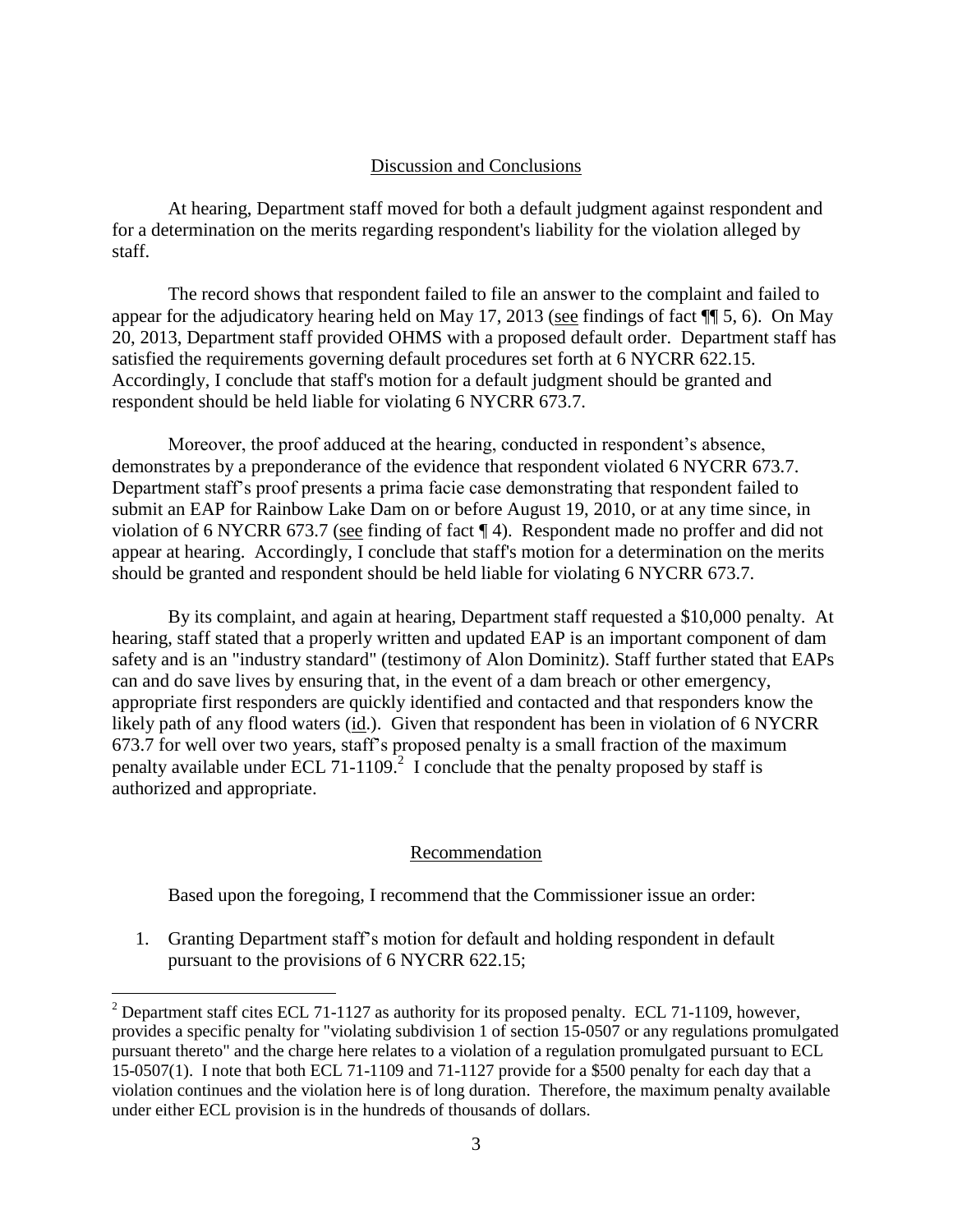## Discussion and Conclusions

At hearing, Department staff moved for both a default judgment against respondent and for a determination on the merits regarding respondent's liability for the violation alleged by staff.

The record shows that respondent failed to file an answer to the complaint and failed to appear for the adjudicatory hearing held on May 17, 2013 (see findings of fact ¶¶ 5, 6). On May 20, 2013, Department staff provided OHMS with a proposed default order. Department staff has satisfied the requirements governing default procedures set forth at 6 NYCRR 622.15. Accordingly, I conclude that staff's motion for a default judgment should be granted and respondent should be held liable for violating 6 NYCRR 673.7.

Moreover, the proof adduced at the hearing, conducted in respondent's absence, demonstrates by a preponderance of the evidence that respondent violated 6 NYCRR 673.7. Department staff's proof presents a prima facie case demonstrating that respondent failed to submit an EAP for Rainbow Lake Dam on or before August 19, 2010, or at any time since, in violation of 6 NYCRR 673.7 (see finding of fact ¶ 4). Respondent made no proffer and did not appear at hearing. Accordingly, I conclude that staff's motion for a determination on the merits should be granted and respondent should be held liable for violating 6 NYCRR 673.7.

By its complaint, and again at hearing, Department staff requested a $10,000 penalty. At hearing, staff stated that a properly written and updated EAP is an important component of dam safety and is an "industry standard" (testimony of Alon Dominitz). Staff further stated that EAPs can and do save lives by ensuring that, in the event of a dam breach or other emergency, appropriate first responders are quickly identified and contacted and that responders know the likely path of any flood waters (id.). Given that respondent has been in violation of 6 NYCRR 673.7 for well over two years, staff's proposed penalty is a small fraction of the maximum penalty available under ECL 71-1109.[2] I conclude that the penalty proposed by staff is authorized and appropriate.

## Recommendation

Based upon the foregoing, I recommend that the Commissioner issue an order:

1. Granting Department staff's motion for default and holding respondent in default pursuant to the provisions of 6 NYCRR 622.15;

---

[2] Department staff cites ECL 71-1127 as authority for its proposed penalty. ECL 71-1109, however, provides a specific penalty for "violating subdivision 1 of section 15-0507 or any regulations promulgated pursuant thereto" and the charge here relates to a violation of a regulation promulgated pursuant to ECL 15-0507(1). I note that both ECL 71-1109 and 71-1127 provide for a $500 penalty for each day that a violation continues and the violation here is of long duration. Therefore, the maximum penalty available under either ECL provision is in the hundreds of thousands of dollars.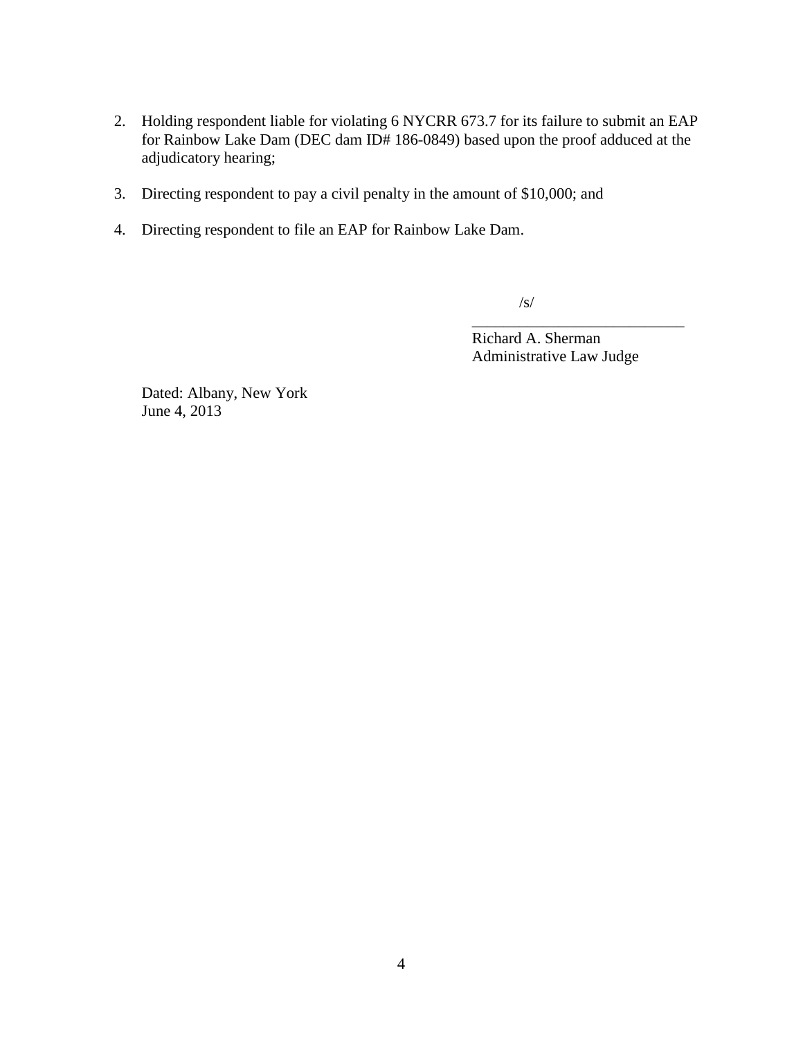2. Holding respondent liable for violating 6 NYCRR 673.7 for its failure to submit an EAP for Rainbow Lake Dam (DEC dam ID# 186-0849) based upon the proof adduced at the adjudicatory hearing;

3. Directing respondent to pay a civil penalty in the amount of $10,000; and

4. Directing respondent to file an EAP for Rainbow Lake Dam.

/s/
_____________________________
Richard A. Sherman
Administrative Law Judge

Dated: Albany, New York
June 4, 2013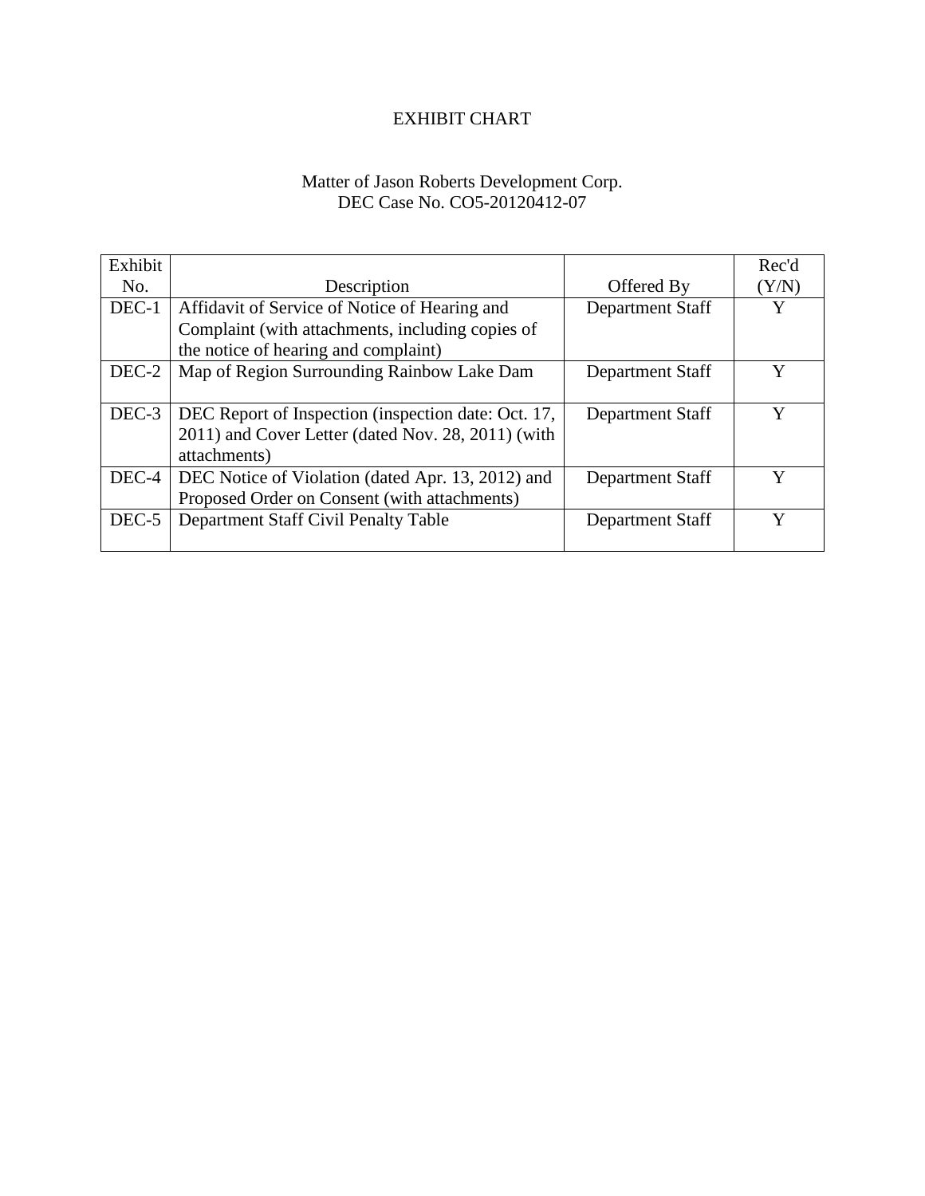# EXHIBIT CHART

Matter of Jason Roberts Development Corp.
DEC Case No. CO5-20120412-07

| Exhibit No. | Description | Offered By | Rec'd (Y/N) |
|---|---|---|---|
| DEC-1 | Affidavit of Service of Notice of Hearing and Complaint (with attachments, including copies of the notice of hearing and complaint) | Department Staff | Y |
| DEC-2 | Map of Region Surrounding Rainbow Lake Dam | Department Staff | Y |
| DEC-3 | DEC Report of Inspection (inspection date: Oct. 17, 2011) and Cover Letter (dated Nov. 28, 2011) (with attachments) | Department Staff | Y |
| DEC-4 | DEC Notice of Violation (dated Apr. 13, 2012) and Proposed Order on Consent (with attachments) | Department Staff | Y |
| DEC-5 | Department Staff Civil Penalty Table | Department Staff | Y |